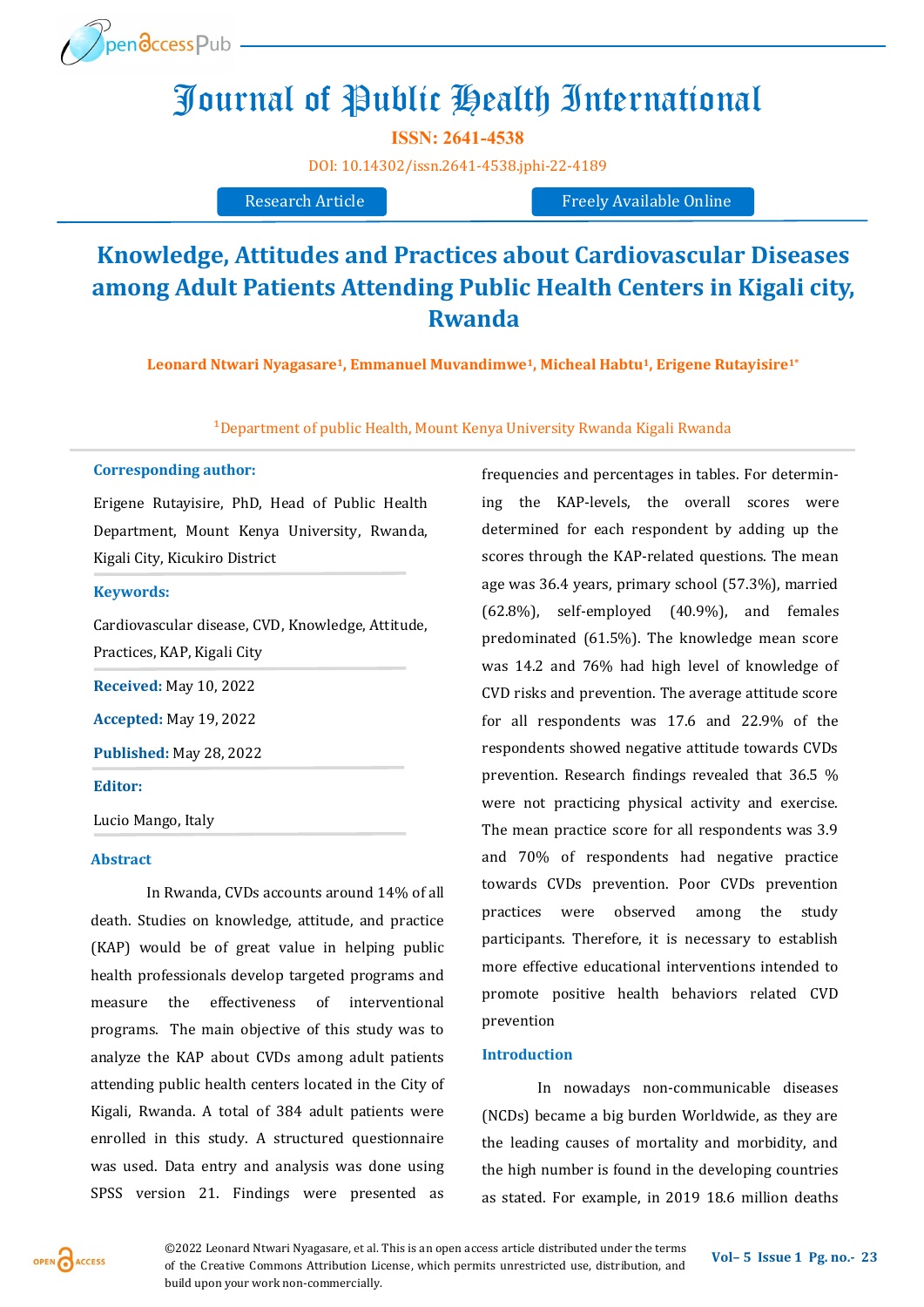# Journal of Public Health International

**ISSN: 2641-4538**

DOI: 10.14302/issn.2641-4538.jphi-22-4189

Research Article | Freely Available Online

## Knowledge, Attitudes and Practices about Cardiovascular Diseases among Adult Patients Attending Public Health Centers in Kigali city, Rwanda

**Leonard Ntwari Nyagasare[1], Emmanuel Muvandimwe[1], Micheal Habtu[1], Erigene Rutayisire[1*]**

[1]Department of public Health, Mount Kenya University Rwanda Kigali Rwanda

**Corresponding author:**

Erigene Rutayisire, PhD, Head of Public Health Department, Mount Kenya University, Rwanda, Kigali City, Kicukiro District

**Keywords:**

Cardiovascular disease, CVD, Knowledge, Attitude, Practices, KAP, Kigali City

**Received:** May 10, 2022

**Accepted:** May 19, 2022

**Published:** May 28, 2022

**Editor:**

Lucio Mango, Italy

### Abstract

In Rwanda, CVDs accounts around 14% of all death. Studies on knowledge, attitude, and practice (KAP) would be of great value in helping public health professionals develop targeted programs and measure the effectiveness of interventional programs. The main objective of this study was to analyze the KAP about CVDs among adult patients attending public health centers located in the City of Kigali, Rwanda. A total of 384 adult patients were enrolled in this study. A structured questionnaire was used. Data entry and analysis was done using SPSS version 21. Findings were presented as frequencies and percentages in tables. For determining the KAP-levels, the overall scores were determined for each respondent by adding up the scores through the KAP-related questions. The mean age was 36.4 years, primary school (57.3%), married (62.8%), self-employed (40.9%), and females predominated (61.5%). The knowledge mean score was 14.2 and 76% had high level of knowledge of CVD risks and prevention. The average attitude score for all respondents was 17.6 and 22.9% of the respondents showed negative attitude towards CVDs prevention. Research findings revealed that 36.5 % were not practicing physical activity and exercise. The mean practice score for all respondents was 3.9 and 70% of respondents had negative practice towards CVDs prevention. Poor CVDs prevention practices were observed among the study participants. Therefore, it is necessary to establish more effective educational interventions intended to promote positive health behaviors related CVD prevention

### Introduction

In nowadays non-communicable diseases (NCDs) became a big burden Worldwide, as they are the leading causes of mortality and morbidity, and the high number is found in the developing countries as stated. For example, in 2019 18.6 million deaths

©2022 Leonard Ntwari Nyagasare, et al. This is an open access article distributed under the terms of the Creative Commons Attribution License, which permits unrestricted use, distribution, and build upon your work non-commercially.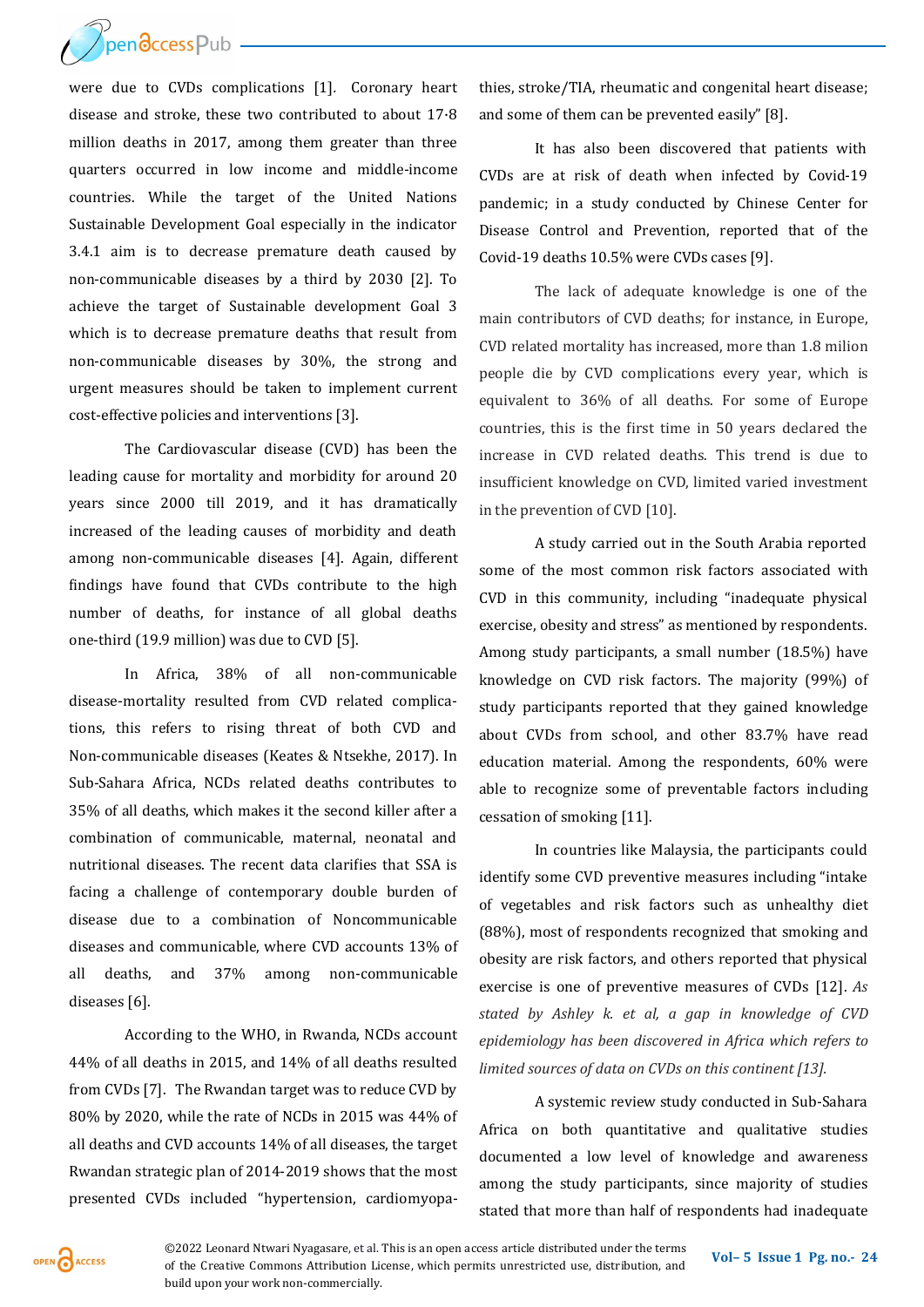were due to CVDs complications [1]. Coronary heart disease and stroke, these two contributed to about 17·8 million deaths in 2017, among them greater than three quarters occurred in low income and middle-income countries. While the target of the United Nations Sustainable Development Goal especially in the indicator 3.4.1 aim is to decrease premature death caused by non-communicable diseases by a third by 2030 [2]. To achieve the target of Sustainable development Goal 3 which is to decrease premature deaths that result from non-communicable diseases by 30%, the strong and urgent measures should be taken to implement current cost-effective policies and interventions [3].

The Cardiovascular disease (CVD) has been the leading cause for mortality and morbidity for around 20 years since 2000 till 2019, and it has dramatically increased of the leading causes of morbidity and death among non-communicable diseases [4]. Again, different findings have found that CVDs contribute to the high number of deaths, for instance of all global deaths one-third (19.9 million) was due to CVD [5].

In Africa, 38% of all non-communicable disease-mortality resulted from CVD related complications, this refers to rising threat of both CVD and Non-communicable diseases (Keates & Ntsekhe, 2017). In Sub-Sahara Africa, NCDs related deaths contributes to 35% of all deaths, which makes it the second killer after a combination of communicable, maternal, neonatal and nutritional diseases. The recent data clarifies that SSA is facing a challenge of contemporary double burden of disease due to a combination of Noncommunicable diseases and communicable, where CVD accounts 13% of all deaths, and 37% among non-communicable diseases [6].

According to the WHO, in Rwanda, NCDs account 44% of all deaths in 2015, and 14% of all deaths resulted from CVDs [7]. The Rwandan target was to reduce CVD by 80% by 2020, while the rate of NCDs in 2015 was 44% of all deaths and CVD accounts 14% of all diseases, the target Rwandan strategic plan of 2014-2019 shows that the most presented CVDs included "hypertension, cardiomyopathies, stroke/TIA, rheumatic and congenital heart disease; and some of them can be prevented easily" [8].

It has also been discovered that patients with CVDs are at risk of death when infected by Covid-19 pandemic; in a study conducted by Chinese Center for Disease Control and Prevention, reported that of the Covid-19 deaths 10.5% were CVDs cases [9].

The lack of adequate knowledge is one of the main contributors of CVD deaths; for instance, in Europe, CVD related mortality has increased, more than 1.8 milion people die by CVD complications every year, which is equivalent to 36% of all deaths. For some of Europe countries, this is the first time in 50 years declared the increase in CVD related deaths. This trend is due to insufficient knowledge on CVD, limited varied investment in the prevention of CVD [10].

A study carried out in the South Arabia reported some of the most common risk factors associated with CVD in this community, including "inadequate physical exercise, obesity and stress" as mentioned by respondents. Among study participants, a small number (18.5%) have knowledge on CVD risk factors. The majority (99%) of study participants reported that they gained knowledge about CVDs from school, and other 83.7% have read education material. Among the respondents, 60% were able to recognize some of preventable factors including cessation of smoking [11].

In countries like Malaysia, the participants could identify some CVD preventive measures including "intake of vegetables and risk factors such as unhealthy diet (88%), most of respondents recognized that smoking and obesity are risk factors, and others reported that physical exercise is one of preventive measures of CVDs [12]. *As stated by Ashley k. et al, a gap in knowledge of CVD epidemiology has been discovered in Africa which refers to limited sources of data on CVDs on this continent [13].*

A systemic review study conducted in Sub-Sahara Africa on both quantitative and qualitative studies documented a low level of knowledge and awareness among the study participants, since majority of studies stated that more than half of respondents had inadequate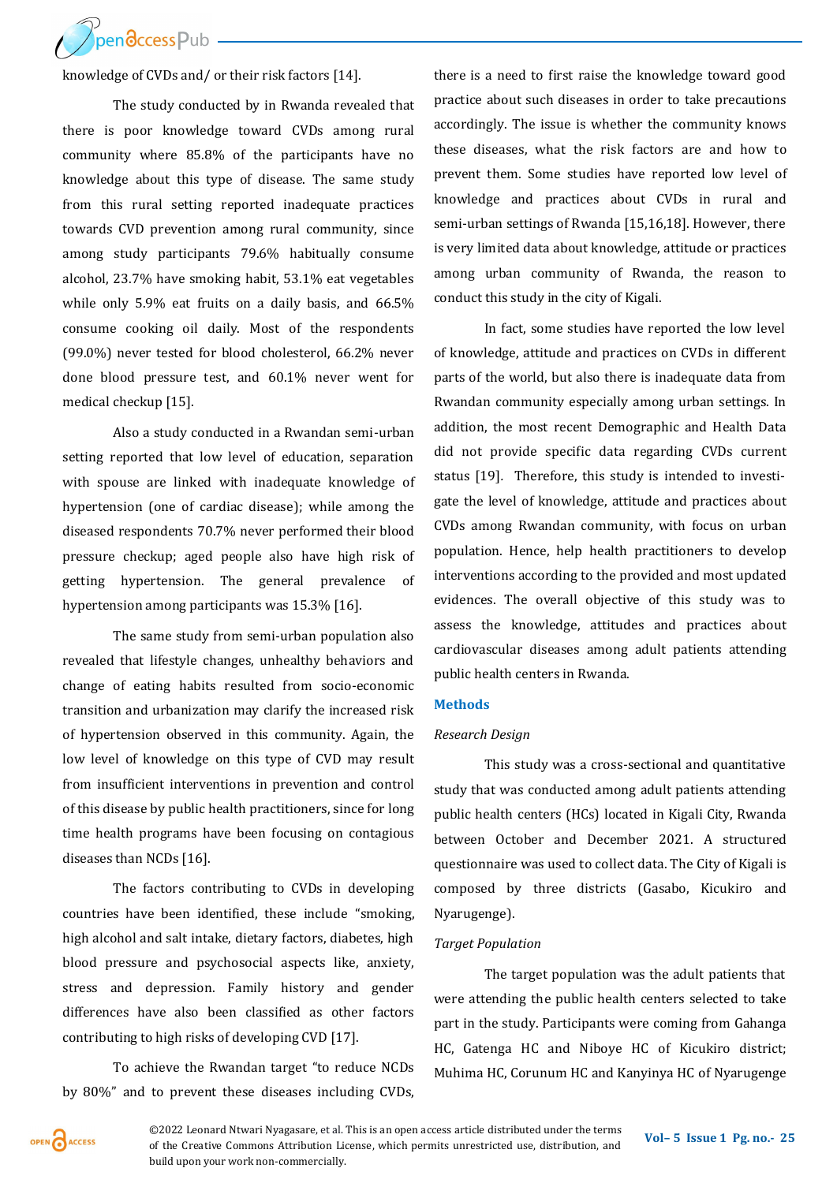knowledge of CVDs and/ or their risk factors [14].

The study conducted by in Rwanda revealed that there is poor knowledge toward CVDs among rural community where 85.8% of the participants have no knowledge about this type of disease. The same study from this rural setting reported inadequate practices towards CVD prevention among rural community, since among study participants 79.6% habitually consume alcohol, 23.7% have smoking habit, 53.1% eat vegetables while only 5.9% eat fruits on a daily basis, and 66.5% consume cooking oil daily. Most of the respondents (99.0%) never tested for blood cholesterol, 66.2% never done blood pressure test, and 60.1% never went for medical checkup [15].

Also a study conducted in a Rwandan semi-urban setting reported that low level of education, separation with spouse are linked with inadequate knowledge of hypertension (one of cardiac disease); while among the diseased respondents 70.7% never performed their blood pressure checkup; aged people also have high risk of getting hypertension. The general prevalence of hypertension among participants was 15.3% [16].

The same study from semi-urban population also revealed that lifestyle changes, unhealthy behaviors and change of eating habits resulted from socio-economic transition and urbanization may clarify the increased risk of hypertension observed in this community. Again, the low level of knowledge on this type of CVD may result from insufficient interventions in prevention and control of this disease by public health practitioners, since for long time health programs have been focusing on contagious diseases than NCDs [16].

The factors contributing to CVDs in developing countries have been identified, these include "smoking, high alcohol and salt intake, dietary factors, diabetes, high blood pressure and psychosocial aspects like, anxiety, stress and depression. Family history and gender differences have also been classified as other factors contributing to high risks of developing CVD [17].

To achieve the Rwandan target "to reduce NCDs by 80%" and to prevent these diseases including CVDs, there is a need to first raise the knowledge toward good practice about such diseases in order to take precautions accordingly. The issue is whether the community knows these diseases, what the risk factors are and how to prevent them. Some studies have reported low level of knowledge and practices about CVDs in rural and semi-urban settings of Rwanda [15,16,18]. However, there is very limited data about knowledge, attitude or practices among urban community of Rwanda, the reason to conduct this study in the city of Kigali.

In fact, some studies have reported the low level of knowledge, attitude and practices on CVDs in different parts of the world, but also there is inadequate data from Rwandan community especially among urban settings. In addition, the most recent Demographic and Health Data did not provide specific data regarding CVDs current status [19]. Therefore, this study is intended to investigate the level of knowledge, attitude and practices about CVDs among Rwandan community, with focus on urban population. Hence, help health practitioners to develop interventions according to the provided and most updated evidences. The overall objective of this study was to assess the knowledge, attitudes and practices about cardiovascular diseases among adult patients attending public health centers in Rwanda.

## Methods

### *Research Design*

This study was a cross-sectional and quantitative study that was conducted among adult patients attending public health centers (HCs) located in Kigali City, Rwanda between October and December 2021. A structured questionnaire was used to collect data. The City of Kigali is composed by three districts (Gasabo, Kicukiro and Nyarugenge).

### *Target Population*

The target population was the adult patients that were attending the public health centers selected to take part in the study. Participants were coming from Gahanga HC, Gatenga HC and Niboye HC of Kicukiro district; Muhima HC, Corunum HC and Kanyinya HC of Nyarugenge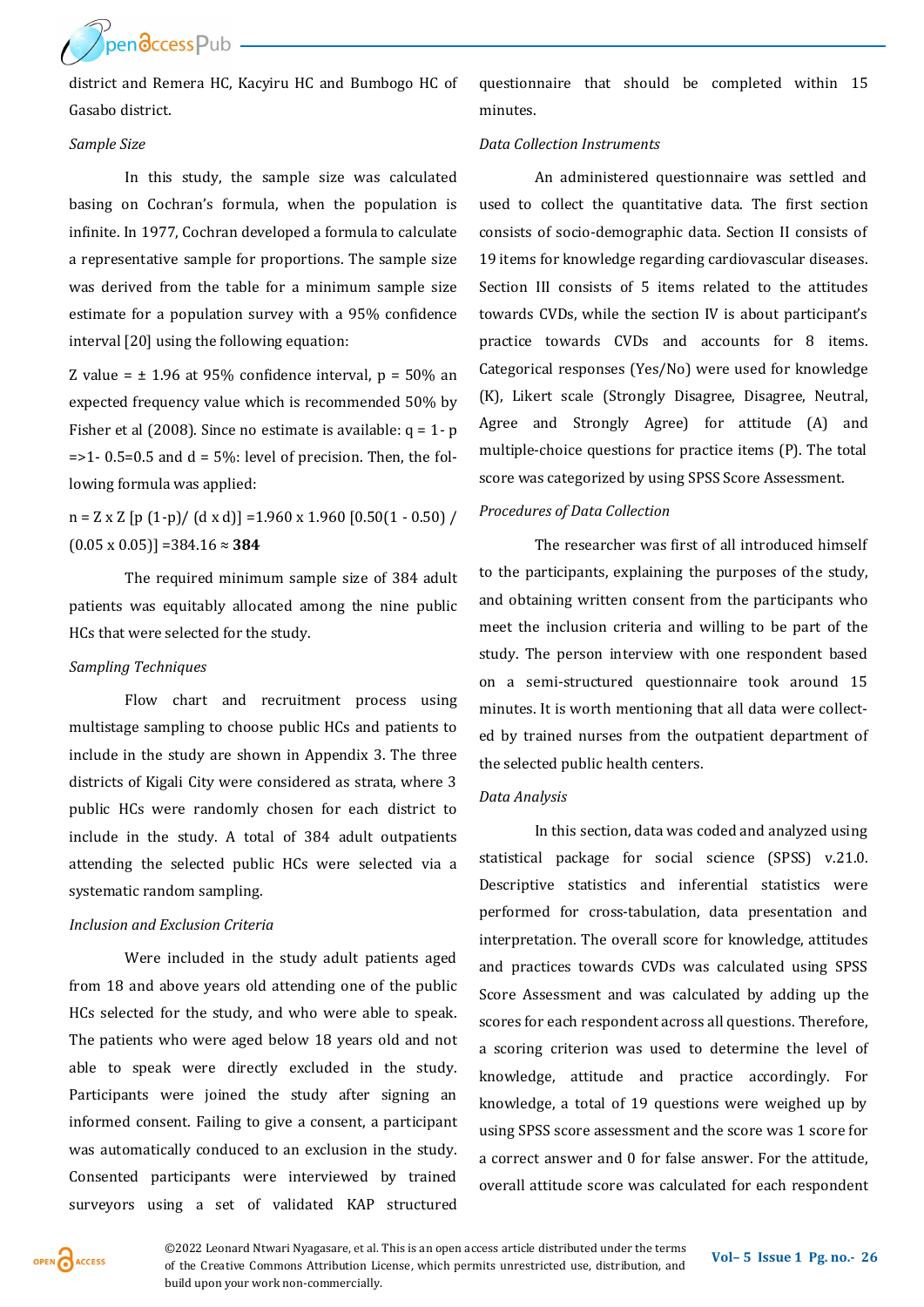district and Remera HC, Kacyiru HC and Bumbogo HC of Gasabo district.

*Sample Size*

In this study, the sample size was calculated basing on Cochran's formula, when the population is infinite. In 1977, Cochran developed a formula to calculate a representative sample for proportions. The sample size was derived from the table for a minimum sample size estimate for a population survey with a 95% confidence interval [20] using the following equation:

Z value = ± 1.96 at 95% confidence interval, p = 50% an expected frequency value which is recommended 50% by Fisher et al (2008). Since no estimate is available: q = 1- p =>1- 0.5=0.5 and d = 5%: level of precision. Then, the following formula was applied:

$n = Z \times Z\ [p\ (1-p)/\ (d \times d)] = 1.960 \times 1.960\ [0.50(1 - 0.50) / (0.05 \times 0.05)] = 384.16 \approx \mathbf{384}$

The required minimum sample size of 384 adult patients was equitably allocated among the nine public HCs that were selected for the study.

*Sampling Techniques*

Flow chart and recruitment process using multistage sampling to choose public HCs and patients to include in the study are shown in Appendix 3. The three districts of Kigali City were considered as strata, where 3 public HCs were randomly chosen for each district to include in the study. A total of 384 adult outpatients attending the selected public HCs were selected via a systematic random sampling.

*Inclusion and Exclusion Criteria*

Were included in the study adult patients aged from 18 and above years old attending one of the public HCs selected for the study, and who were able to speak. The patients who were aged below 18 years old and not able to speak were directly excluded in the study. Participants were joined the study after signing an informed consent. Failing to give a consent, a participant was automatically conduced to an exclusion in the study. Consented participants were interviewed by trained surveyors using a set of validated KAP structured questionnaire that should be completed within 15 minutes.

*Data Collection Instruments*

An administered questionnaire was settled and used to collect the quantitative data. The first section consists of socio-demographic data. Section II consists of 19 items for knowledge regarding cardiovascular diseases. Section III consists of 5 items related to the attitudes towards CVDs, while the section IV is about participant's practice towards CVDs and accounts for 8 items. Categorical responses (Yes/No) were used for knowledge (K), Likert scale (Strongly Disagree, Disagree, Neutral, Agree and Strongly Agree) for attitude (A) and multiple-choice questions for practice items (P). The total score was categorized by using SPSS Score Assessment.

*Procedures of Data Collection*

The researcher was first of all introduced himself to the participants, explaining the purposes of the study, and obtaining written consent from the participants who meet the inclusion criteria and willing to be part of the study. The person interview with one respondent based on a semi-structured questionnaire took around 15 minutes. It is worth mentioning that all data were collected by trained nurses from the outpatient department of the selected public health centers.

*Data Analysis*

In this section, data was coded and analyzed using statistical package for social science (SPSS) v.21.0. Descriptive statistics and inferential statistics were performed for cross-tabulation, data presentation and interpretation. The overall score for knowledge, attitudes and practices towards CVDs was calculated using SPSS Score Assessment and was calculated by adding up the scores for each respondent across all questions. Therefore, a scoring criterion was used to determine the level of knowledge, attitude and practice accordingly. For knowledge, a total of 19 questions were weighed up by using SPSS score assessment and the score was 1 score for a correct answer and 0 for false answer. For the attitude, overall attitude score was calculated for each respondent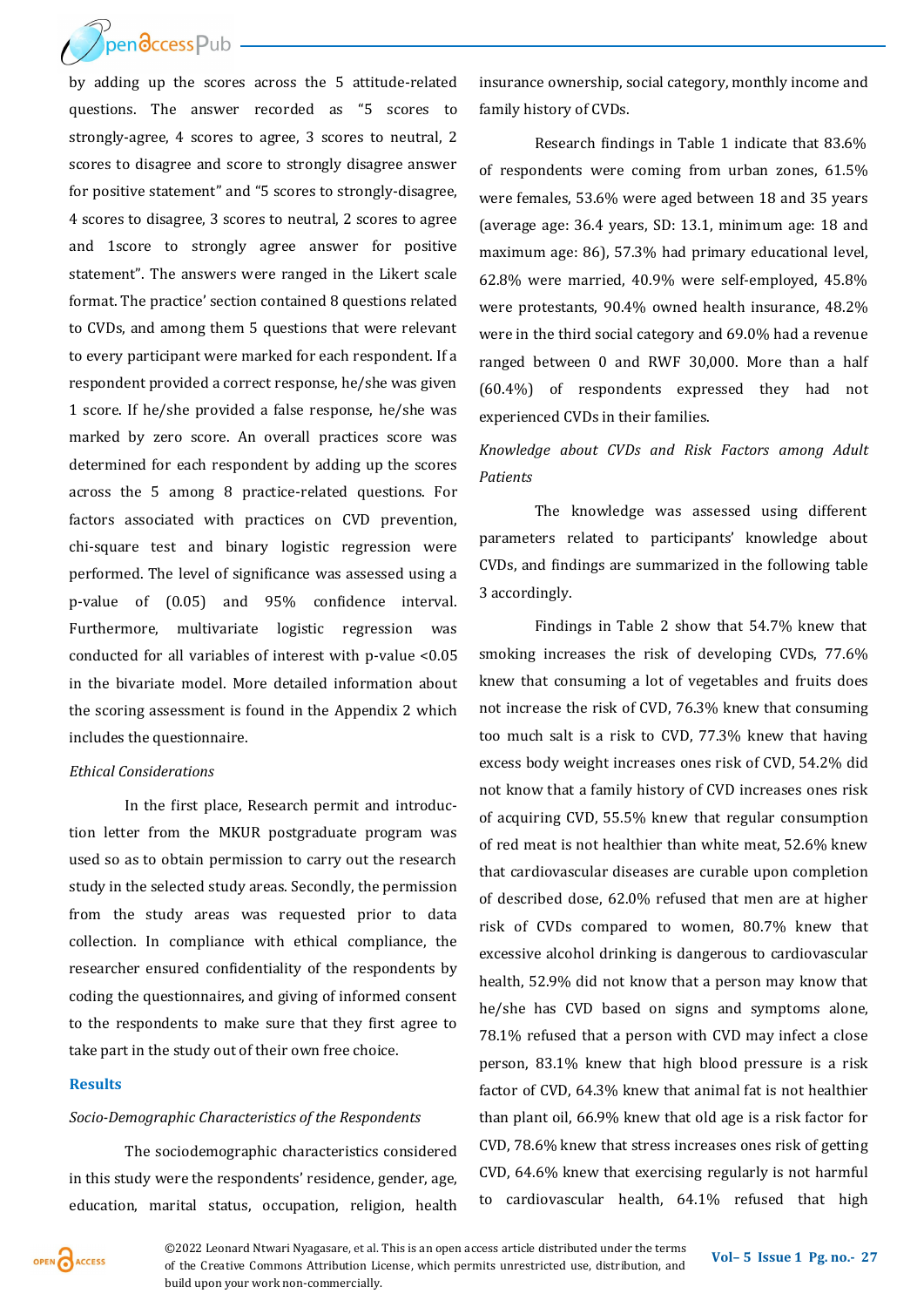by adding up the scores across the 5 attitude-related questions. The answer recorded as "5 scores to strongly-agree, 4 scores to agree, 3 scores to neutral, 2 scores to disagree and score to strongly disagree answer for positive statement" and "5 scores to strongly-disagree, 4 scores to disagree, 3 scores to neutral, 2 scores to agree and 1score to strongly agree answer for positive statement". The answers were ranged in the Likert scale format. The practice' section contained 8 questions related to CVDs, and among them 5 questions that were relevant to every participant were marked for each respondent. If a respondent provided a correct response, he/she was given 1 score. If he/she provided a false response, he/she was marked by zero score. An overall practices score was determined for each respondent by adding up the scores across the 5 among 8 practice-related questions. For factors associated with practices on CVD prevention, chi-square test and binary logistic regression were performed. The level of significance was assessed using a p-value of (0.05) and 95% confidence interval. Furthermore, multivariate logistic regression was conducted for all variables of interest with p-value <0.05 in the bivariate model. More detailed information about the scoring assessment is found in the Appendix 2 which includes the questionnaire.

*Ethical Considerations*

In the first place, Research permit and introduction letter from the MKUR postgraduate program was used so as to obtain permission to carry out the research study in the selected study areas. Secondly, the permission from the study areas was requested prior to data collection. In compliance with ethical compliance, the researcher ensured confidentiality of the respondents by coding the questionnaires, and giving of informed consent to the respondents to make sure that they first agree to take part in the study out of their own free choice.

## Results

*Socio-Demographic Characteristics of the Respondents*

The sociodemographic characteristics considered in this study were the respondents' residence, gender, age, education, marital status, occupation, religion, health insurance ownership, social category, monthly income and family history of CVDs.

Research findings in Table 1 indicate that 83.6% of respondents were coming from urban zones, 61.5% were females, 53.6% were aged between 18 and 35 years (average age: 36.4 years, SD: 13.1, minimum age: 18 and maximum age: 86), 57.3% had primary educational level, 62.8% were married, 40.9% were self-employed, 45.8% were protestants, 90.4% owned health insurance, 48.2% were in the third social category and 69.0% had a revenue ranged between 0 and RWF 30,000. More than a half (60.4%) of respondents expressed they had not experienced CVDs in their families.

*Knowledge about CVDs and Risk Factors among Adult Patients*

The knowledge was assessed using different parameters related to participants' knowledge about CVDs, and findings are summarized in the following table 3 accordingly.

Findings in Table 2 show that 54.7% knew that smoking increases the risk of developing CVDs, 77.6% knew that consuming a lot of vegetables and fruits does not increase the risk of CVD, 76.3% knew that consuming too much salt is a risk to CVD, 77.3% knew that having excess body weight increases ones risk of CVD, 54.2% did not know that a family history of CVD increases ones risk of acquiring CVD, 55.5% knew that regular consumption of red meat is not healthier than white meat, 52.6% knew that cardiovascular diseases are curable upon completion of described dose, 62.0% refused that men are at higher risk of CVDs compared to women, 80.7% knew that excessive alcohol drinking is dangerous to cardiovascular health, 52.9% did not know that a person may know that he/she has CVD based on signs and symptoms alone, 78.1% refused that a person with CVD may infect a close person, 83.1% knew that high blood pressure is a risk factor of CVD, 64.3% knew that animal fat is not healthier than plant oil, 66.9% knew that old age is a risk factor for CVD, 78.6% knew that stress increases ones risk of getting CVD, 64.6% knew that exercising regularly is not harmful to cardiovascular health, 64.1% refused that high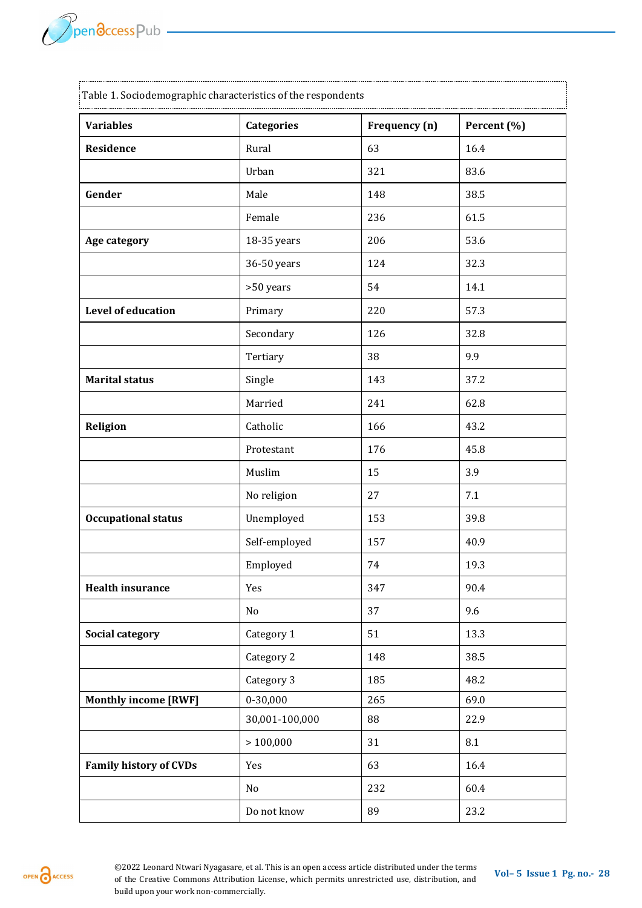Table 1. Sociodemographic characteristics of the respondents

| Variables | Categories | Frequency (n) | Percent (%) |
|---|---|---|---|
| **Residence** | Rural | 63 | 16.4 |
| | Urban | 321 | 83.6 |
| **Gender** | Male | 148 | 38.5 |
| | Female | 236 | 61.5 |
| **Age category** | 18-35 years | 206 | 53.6 |
| | 36-50 years | 124 | 32.3 |
| | >50 years | 54 | 14.1 |
| **Level of education** | Primary | 220 | 57.3 |
| | Secondary | 126 | 32.8 |
| | Tertiary | 38 | 9.9 |
| **Marital status** | Single | 143 | 37.2 |
| | Married | 241 | 62.8 |
| **Religion** | Catholic | 166 | 43.2 |
| | Protestant | 176 | 45.8 |
| | Muslim | 15 | 3.9 |
| | No religion | 27 | 7.1 |
| **Occupational status** | Unemployed | 153 | 39.8 |
| | Self-employed | 157 | 40.9 |
| | Employed | 74 | 19.3 |
| **Health insurance** | Yes | 347 | 90.4 |
| | No | 37 | 9.6 |
| **Social category** | Category 1 | 51 | 13.3 |
| | Category 2 | 148 | 38.5 |
| | Category 3 | 185 | 48.2 |
| **Monthly income [RWF]** | 0-30,000 | 265 | 69.0 |
| | 30,001-100,000 | 88 | 22.9 |
| | > 100,000 | 31 | 8.1 |
| **Family history of CVDs** | Yes | 63 | 16.4 |
| | No | 232 | 60.4 |
| | Do not know | 89 | 23.2 |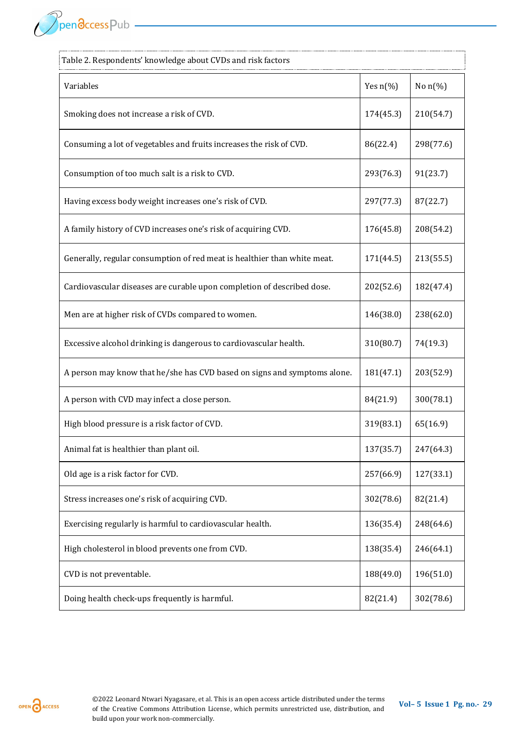Table 2. Respondents' knowledge about CVDs and risk factors

| Variables | Yes n(%) | No n(%) |
|---|---|---|
| Smoking does not increase a risk of CVD. | 174(45.3) | 210(54.7) |
| Consuming a lot of vegetables and fruits increases the risk of CVD. | 86(22.4) | 298(77.6) |
| Consumption of too much salt is a risk to CVD. | 293(76.3) | 91(23.7) |
| Having excess body weight increases one's risk of CVD. | 297(77.3) | 87(22.7) |
| A family history of CVD increases one's risk of acquiring CVD. | 176(45.8) | 208(54.2) |
| Generally, regular consumption of red meat is healthier than white meat. | 171(44.5) | 213(55.5) |
| Cardiovascular diseases are curable upon completion of described dose. | 202(52.6) | 182(47.4) |
| Men are at higher risk of CVDs compared to women. | 146(38.0) | 238(62.0) |
| Excessive alcohol drinking is dangerous to cardiovascular health. | 310(80.7) | 74(19.3) |
| A person may know that he/she has CVD based on signs and symptoms alone. | 181(47.1) | 203(52.9) |
| A person with CVD may infect a close person. | 84(21.9) | 300(78.1) |
| High blood pressure is a risk factor of CVD. | 319(83.1) | 65(16.9) |
| Animal fat is healthier than plant oil. | 137(35.7) | 247(64.3) |
| Old age is a risk factor for CVD. | 257(66.9) | 127(33.1) |
| Stress increases one's risk of acquiring CVD. | 302(78.6) | 82(21.4) |
| Exercising regularly is harmful to cardiovascular health. | 136(35.4) | 248(64.6) |
| High cholesterol in blood prevents one from CVD. | 138(35.4) | 246(64.1) |
| CVD is not preventable. | 188(49.0) | 196(51.0) |
| Doing health check-ups frequently is harmful. | 82(21.4) | 302(78.6) |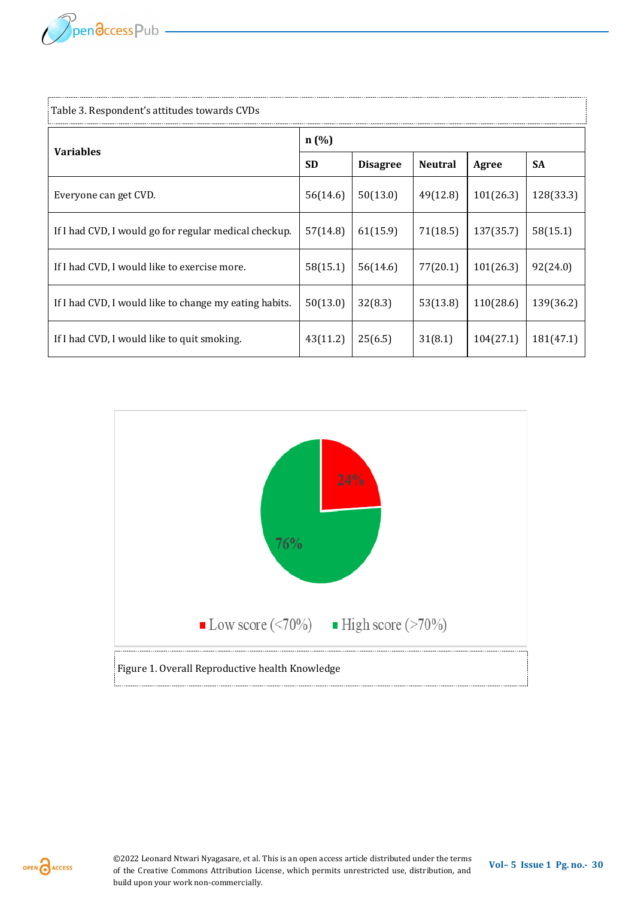Table 3. Respondent's attitudes towards CVDs

| Variables | n (%) | | | | |
|---|---|---|---|---|---|
| | SD | Disagree | Neutral | Agree | SA |
| Everyone can get CVD. | 56(14.6) | 50(13.0) | 49(12.8) | 101(26.3) | 128(33.3) |
| If I had CVD, I would go for regular medical checkup. | 57(14.8) | 61(15.9) | 71(18.5) | 137(35.7) | 58(15.1) |
| If I had CVD, I would like to exercise more. | 58(15.1) | 56(14.6) | 77(20.1) | 101(26.3) | 92(24.0) |
| If I had CVD, I would like to change my eating habits. | 50(13.0) | 32(8.3) | 53(13.8) | 110(28.6) | 139(36.2) |
| If I had CVD, I would like to quit smoking. | 43(11.2) | 25(6.5) | 31(8.1) | 104(27.1) | 181(47.1) |

24%

76%

Low score (<70%) High score (>70%)

Figure 1. Overall Reproductive health Knowledge

©2022 Leonard Ntwari Nyagasare, et al. This is an open access article distributed under the terms of the Creative Commons Attribution License, which permits unrestricted use, distribution, and build upon your work non-commercially.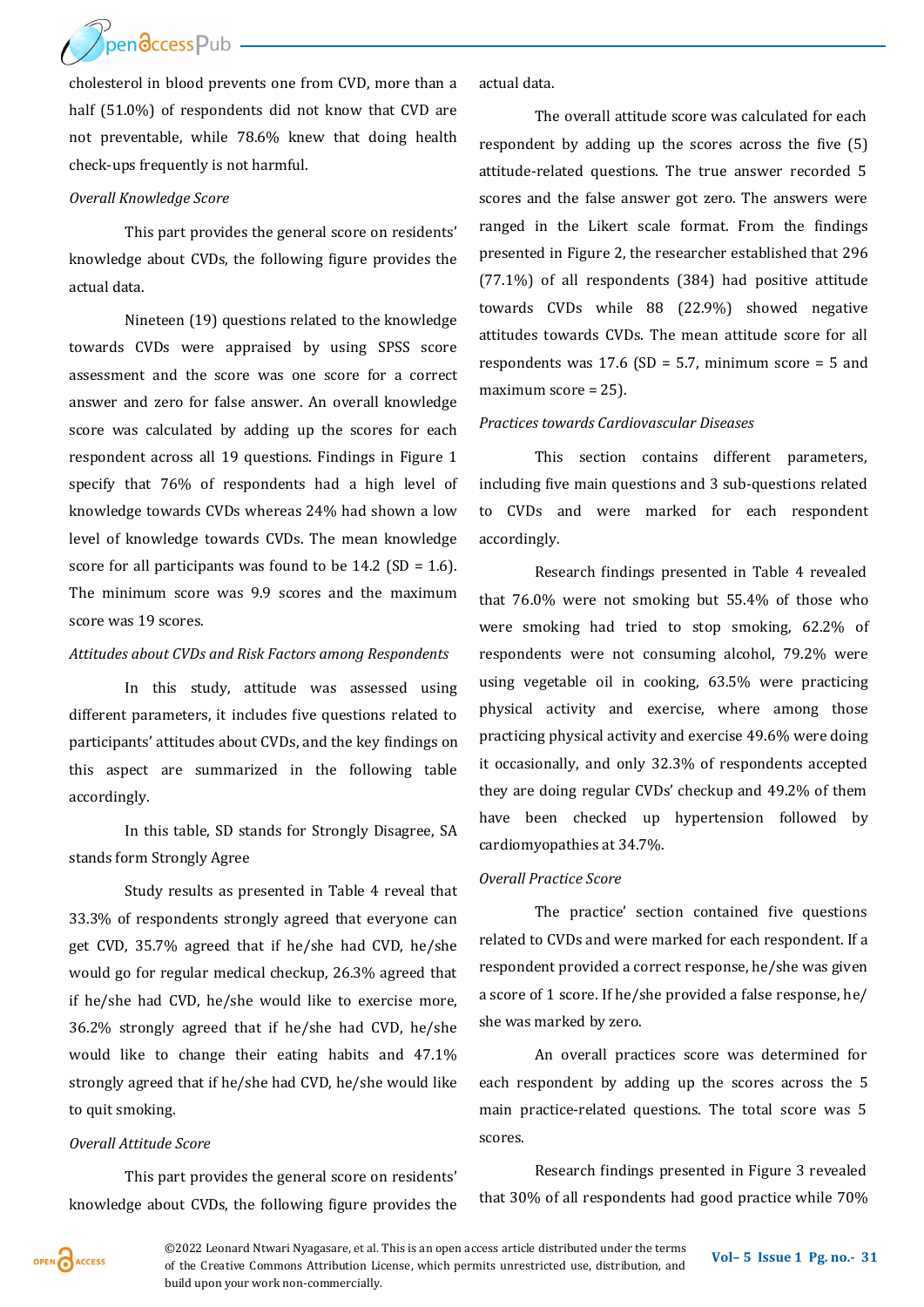cholesterol in blood prevents one from CVD, more than a half (51.0%) of respondents did not know that CVD are not preventable, while 78.6% knew that doing health check-ups frequently is not harmful.

*Overall Knowledge Score*

This part provides the general score on residents' knowledge about CVDs, the following figure provides the actual data.

Nineteen (19) questions related to the knowledge towards CVDs were appraised by using SPSS score assessment and the score was one score for a correct answer and zero for false answer. An overall knowledge score was calculated by adding up the scores for each respondent across all 19 questions. Findings in Figure 1 specify that 76% of respondents had a high level of knowledge towards CVDs whereas 24% had shown a low level of knowledge towards CVDs. The mean knowledge score for all participants was found to be 14.2 (SD = 1.6). The minimum score was 9.9 scores and the maximum score was 19 scores.

*Attitudes about CVDs and Risk Factors among Respondents*

In this study, attitude was assessed using different parameters, it includes five questions related to participants' attitudes about CVDs, and the key findings on this aspect are summarized in the following table accordingly.

In this table, SD stands for Strongly Disagree, SA stands form Strongly Agree

Study results as presented in Table 4 reveal that 33.3% of respondents strongly agreed that everyone can get CVD, 35.7% agreed that if he/she had CVD, he/she would go for regular medical checkup, 26.3% agreed that if he/she had CVD, he/she would like to exercise more, 36.2% strongly agreed that if he/she had CVD, he/she would like to change their eating habits and 47.1% strongly agreed that if he/she had CVD, he/she would like to quit smoking.

*Overall Attitude Score*

This part provides the general score on residents' knowledge about CVDs, the following figure provides the actual data.

The overall attitude score was calculated for each respondent by adding up the scores across the five (5) attitude-related questions. The true answer recorded 5 scores and the false answer got zero. The answers were ranged in the Likert scale format. From the findings presented in Figure 2, the researcher established that 296 (77.1%) of all respondents (384) had positive attitude towards CVDs while 88 (22.9%) showed negative attitudes towards CVDs. The mean attitude score for all respondents was 17.6 (SD = 5.7, minimum score = 5 and maximum score = 25).

*Practices towards Cardiovascular Diseases*

This section contains different parameters, including five main questions and 3 sub-questions related to CVDs and were marked for each respondent accordingly.

Research findings presented in Table 4 revealed that 76.0% were not smoking but 55.4% of those who were smoking had tried to stop smoking, 62.2% of respondents were not consuming alcohol, 79.2% were using vegetable oil in cooking, 63.5% were practicing physical activity and exercise, where among those practicing physical activity and exercise 49.6% were doing it occasionally, and only 32.3% of respondents accepted they are doing regular CVDs' checkup and 49.2% of them have been checked up hypertension followed by cardiomyopathies at 34.7%.

*Overall Practice Score*

The practice' section contained five questions related to CVDs and were marked for each respondent. If a respondent provided a correct response, he/she was given a score of 1 score. If he/she provided a false response, he/she was marked by zero.

An overall practices score was determined for each respondent by adding up the scores across the 5 main practice-related questions. The total score was 5 scores.

Research findings presented in Figure 3 revealed that 30% of all respondents had good practice while 70%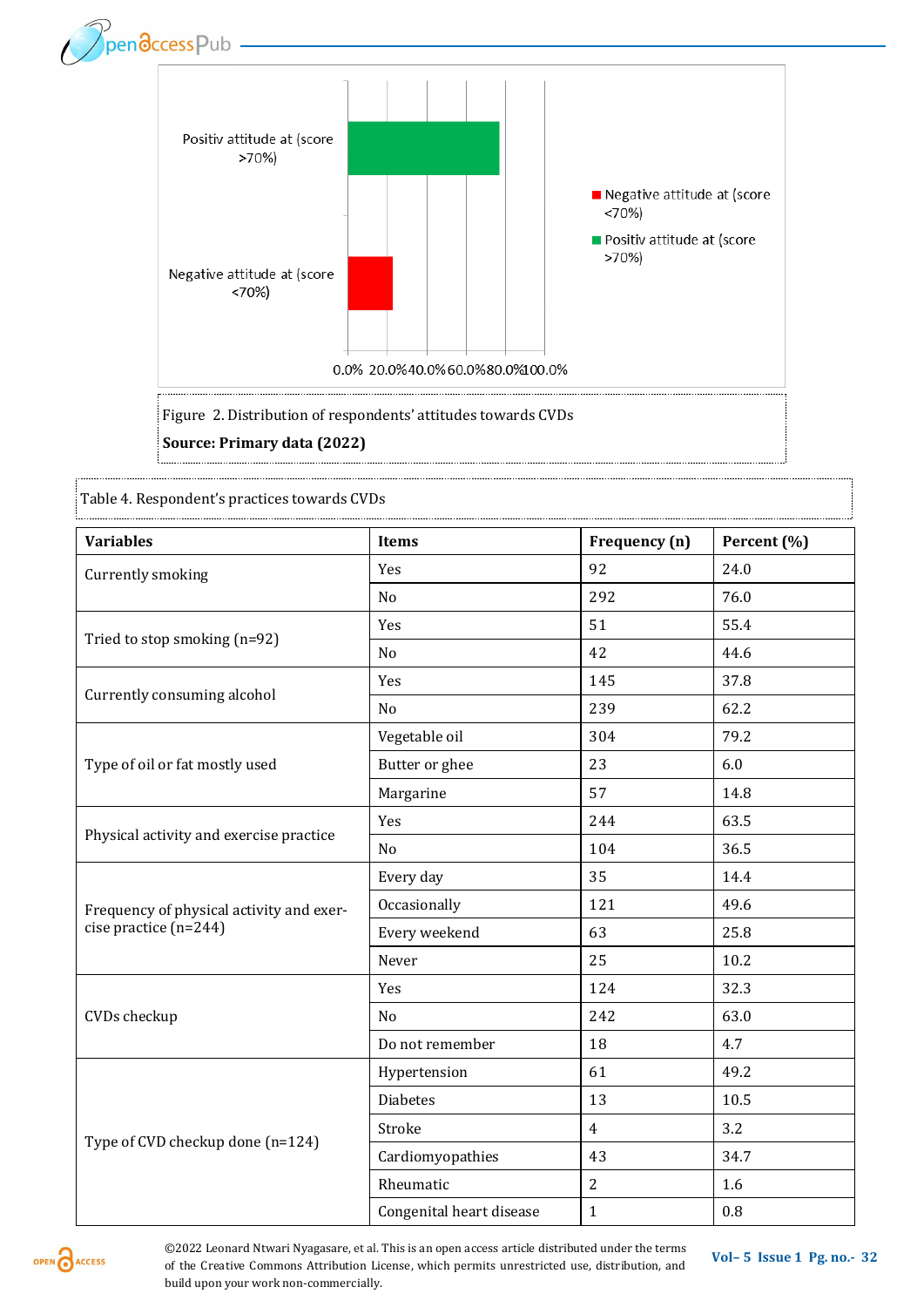Figure 2. Distribution of respondents' attitudes towards CVDs

**Source: Primary data (2022)**

Table 4. Respondent's practices towards CVDs

| Variables | Items | Frequency (n) | Percent (%) |
|---|---|---|---|
| Currently smoking | Yes | 92 | 24.0 |
| | No | 292 | 76.0 |
| Tried to stop smoking (n=92) | Yes | 51 | 55.4 |
| | No | 42 | 44.6 |
| Currently consuming alcohol | Yes | 145 | 37.8 |
| | No | 239 | 62.2 |
| Type of oil or fat mostly used | Vegetable oil | 304 | 79.2 |
| | Butter or ghee | 23 | 6.0 |
| | Margarine | 57 | 14.8 |
| Physical activity and exercise practice | Yes | 244 | 63.5 |
| | No | 104 | 36.5 |
| Frequency of physical activity and exercise practice (n=244) | Every day | 35 | 14.4 |
| | Occasionally | 121 | 49.6 |
| | Every weekend | 63 | 25.8 |
| | Never | 25 | 10.2 |
| CVDs checkup | Yes | 124 | 32.3 |
| | No | 242 | 63.0 |
| | Do not remember | 18 | 4.7 |
| Type of CVD checkup done (n=124) | Hypertension | 61 | 49.2 |
| | Diabetes | 13 | 10.5 |
| | Stroke | 4 | 3.2 |
| | Cardiomyopathies | 43 | 34.7 |
| | Rheumatic | 2 | 1.6 |
| | Congenital heart disease | 1 | 0.8 |

©2022 Leonard Ntwari Nyagasare, et al. This is an open access article distributed under the terms of the Creative Commons Attribution License, which permits unrestricted use, distribution, and build upon your work non-commercially.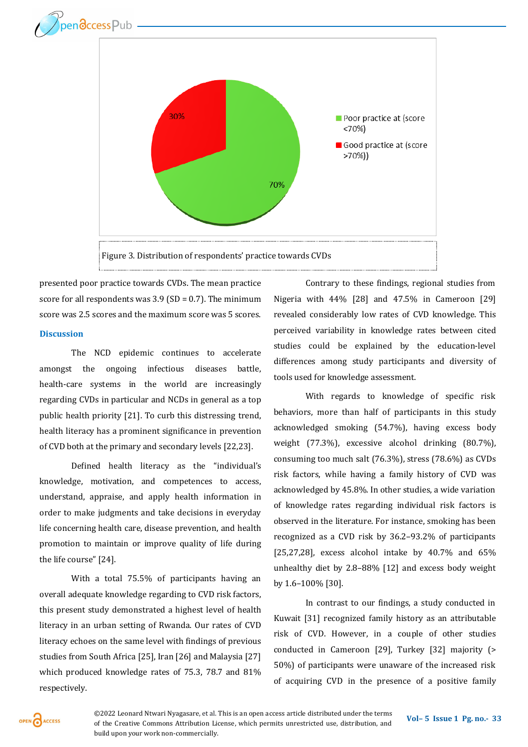Figure 3. Distribution of respondents' practice towards CVDs

presented poor practice towards CVDs. The mean practice score for all respondents was 3.9 (SD = 0.7). The minimum score was 2.5 scores and the maximum score was 5 scores.

## Discussion

The NCD epidemic continues to accelerate amongst the ongoing infectious diseases battle, health-care systems in the world are increasingly regarding CVDs in particular and NCDs in general as a top public health priority [21]. To curb this distressing trend, health literacy has a prominent significance in prevention of CVD both at the primary and secondary levels [22,23].

Defined health literacy as the "individual's knowledge, motivation, and competences to access, understand, appraise, and apply health information in order to make judgments and take decisions in everyday life concerning health care, disease prevention, and health promotion to maintain or improve quality of life during the life course" [24].

With a total 75.5% of participants having an overall adequate knowledge regarding to CVD risk factors, this present study demonstrated a highest level of health literacy in an urban setting of Rwanda. Our rates of CVD literacy echoes on the same level with findings of previous studies from South Africa [25], Iran [26] and Malaysia [27] which produced knowledge rates of 75.3, 78.7 and 81% respectively.

Contrary to these findings, regional studies from Nigeria with 44% [28] and 47.5% in Cameroon [29] revealed considerably low rates of CVD knowledge. This perceived variability in knowledge rates between cited studies could be explained by the education-level differences among study participants and diversity of tools used for knowledge assessment.

With regards to knowledge of specific risk behaviors, more than half of participants in this study acknowledged smoking (54.7%), having excess body weight (77.3%), excessive alcohol drinking (80.7%), consuming too much salt (76.3%), stress (78.6%) as CVDs risk factors, while having a family history of CVD was acknowledged by 45.8%. In other studies, a wide variation of knowledge rates regarding individual risk factors is observed in the literature. For instance, smoking has been recognized as a CVD risk by 36.2–93.2% of participants [25,27,28], excess alcohol intake by 40.7% and 65% unhealthy diet by 2.8–88% [12] and excess body weight by 1.6–100% [30].

In contrast to our findings, a study conducted in Kuwait [31] recognized family history as an attributable risk of CVD. However, in a couple of other studies conducted in Cameroon [29], Turkey [32] majority (> 50%) of participants were unaware of the increased risk of acquiring CVD in the presence of a positive family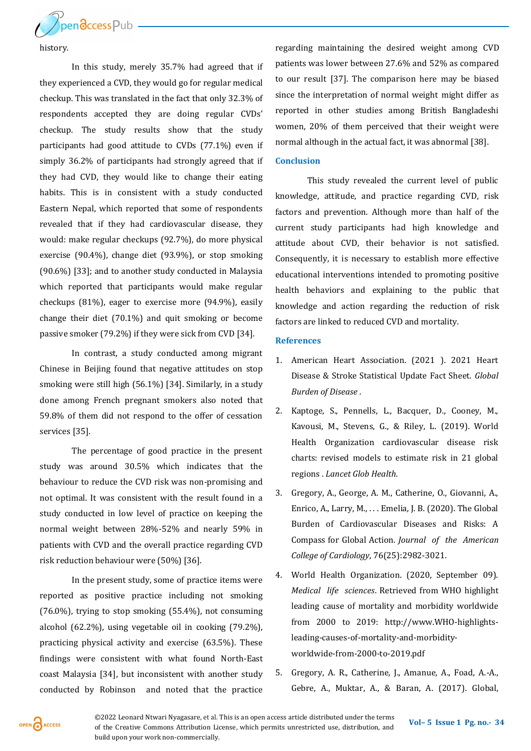history.

In this study, merely 35.7% had agreed that if they experienced a CVD, they would go for regular medical checkup. This was translated in the fact that only 32.3% of respondents accepted they are doing regular CVDs' checkup. The study results show that the study participants had good attitude to CVDs (77.1%) even if simply 36.2% of participants had strongly agreed that if they had CVD, they would like to change their eating habits. This is in consistent with a study conducted Eastern Nepal, which reported that some of respondents revealed that if they had cardiovascular disease, they would: make regular checkups (92.7%), do more physical exercise (90.4%), change diet (93.9%), or stop smoking (90.6%) [33]; and to another study conducted in Malaysia which reported that participants would make regular checkups (81%), eager to exercise more (94.9%), easily change their diet (70.1%) and quit smoking or become passive smoker (79.2%) if they were sick from CVD [34].

In contrast, a study conducted among migrant Chinese in Beijing found that negative attitudes on stop smoking were still high (56.1%) [34]. Similarly, in a study done among French pregnant smokers also noted that 59.8% of them did not respond to the offer of cessation services [35].

The percentage of good practice in the present study was around 30.5% which indicates that the behaviour to reduce the CVD risk was non-promising and not optimal. It was consistent with the result found in a study conducted in low level of practice on keeping the normal weight between 28%-52% and nearly 59% in patients with CVD and the overall practice regarding CVD risk reduction behaviour were (50%) [36].

In the present study, some of practice items were reported as positive practice including not smoking (76.0%), trying to stop smoking (55.4%), not consuming alcohol (62.2%), using vegetable oil in cooking (79.2%), practicing physical activity and exercise (63.5%). These findings were consistent with what found North-East coast Malaysia [34], but inconsistent with another study conducted by Robinson and noted that the practice regarding maintaining the desired weight among CVD patients was lower between 27.6% and 52% as compared to our result [37]. The comparison here may be biased since the interpretation of normal weight might differ as reported in other studies among British Bangladeshi women, 20% of them perceived that their weight were normal although in the actual fact, it was abnormal [38].

## Conclusion

This study revealed the current level of public knowledge, attitude, and practice regarding CVD, risk factors and prevention. Although more than half of the current study participants had high knowledge and attitude about CVD, their behavior is not satisfied. Consequently, it is necessary to establish more effective educational interventions intended to promoting positive health behaviors and explaining to the public that knowledge and action regarding the reduction of risk factors are linked to reduced CVD and mortality.

## References

1. American Heart Association. (2021 ). 2021 Heart Disease & Stroke Statistical Update Fact Sheet. *Global Burden of Disease* .
2. Kaptoge, S., Pennells, L., Bacquer, D., Cooney, M., Kavousi, M., Stevens, G., & Riley, L. (2019). World Health Organization cardiovascular disease risk charts: revised models to estimate risk in 21 global regions . *Lancet Glob Health*.
3. Gregory, A., George, A. M., Catherine, O., Giovanni, A., Enrico, A., Larry, M., . . . Emelia, J. B. (2020). The Global Burden of Cardiovascular Diseases and Risks: A Compass for Global Action. *Journal of the American College of Cardiology*, 76(25):2982-3021.
4. World Health Organization. (2020, September 09). *Medical life sciences*. Retrieved from WHO highlight leading cause of mortality and morbidity worldwide from 2000 to 2019: http://www.WHO-highlights-leading-causes-of-mortality-and-morbidity-worldwide-from-2000-to-2019.pdf
5. Gregory, A. R., Catherine, J., Amanue, A., Foad, A.-A., Gebre, A., Muktar, A., & Baran, A. (2017). Global,

©2022 Leonard Ntwari Nyagasare, et al. This is an open access article distributed under the terms of the Creative Commons Attribution License, which permits unrestricted use, distribution, and build upon your work non-commercially.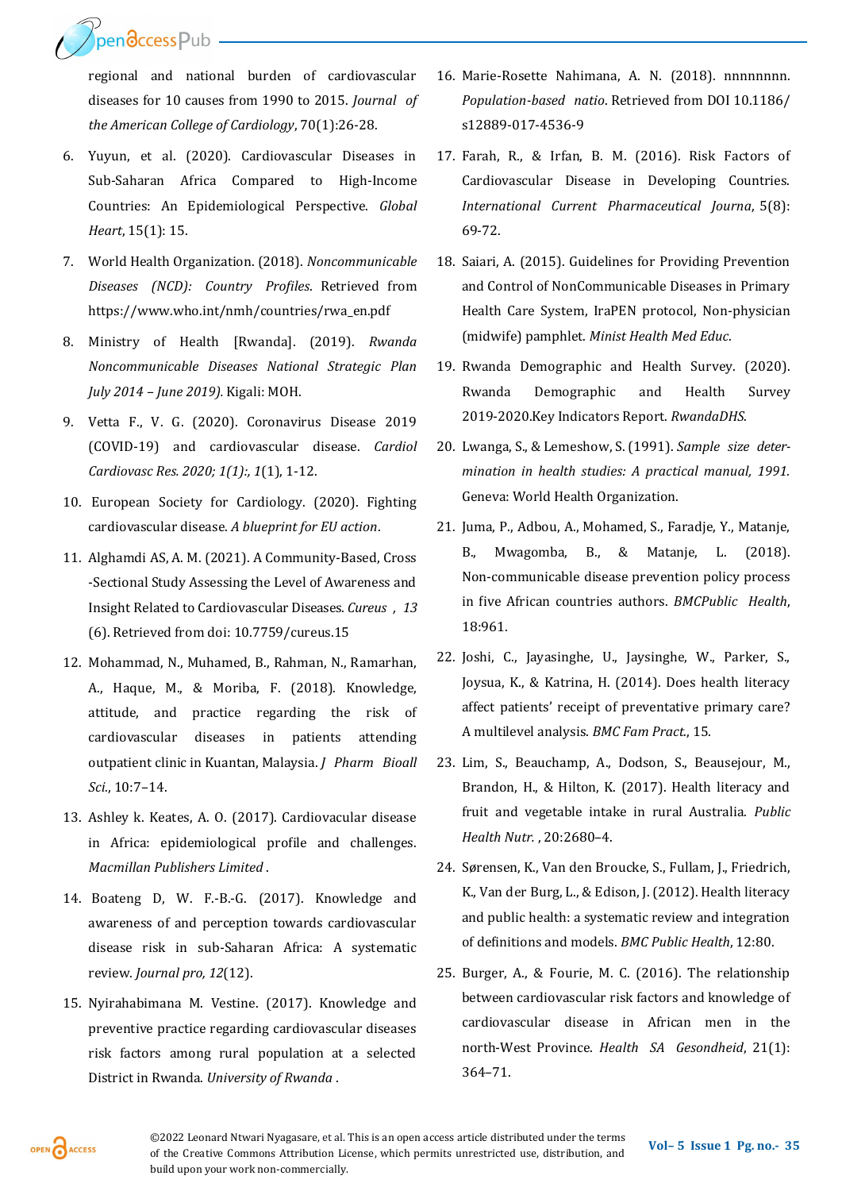regional and national burden of cardiovascular diseases for 10 causes from 1990 to 2015. *Journal of the American College of Cardiology*, 70(1):26-28.

6. Yuyun, et al. (2020). Cardiovascular Diseases in Sub-Saharan Africa Compared to High-Income Countries: An Epidemiological Perspective. *Global Heart*, 15(1): 15.
7. World Health Organization. (2018). *Noncommunicable Diseases (NCD): Country Profiles*. Retrieved from https://www.who.int/nmh/countries/rwa_en.pdf
8. Ministry of Health [Rwanda]. (2019). *Rwanda Noncommunicable Diseases National Strategic Plan July 2014 – June 2019).* Kigali: MOH.
9. Vetta F., V. G. (2020). Coronavirus Disease 2019 (COVID-19) and cardiovascular disease. *Cardiol Cardiovasc Res. 2020; 1(1):, 1*(1), 1-12.
10. European Society for Cardiology. (2020). Fighting cardiovascular disease. *A blueprint for EU action*.
11. Alghamdi AS, A. M. (2021). A Community-Based, Cross -Sectional Study Assessing the Level of Awareness and Insight Related to Cardiovascular Diseases. *Cureus , 13* (6). Retrieved from doi: 10.7759/cureus.15
12. Mohammad, N., Muhamed, B., Rahman, N., Ramarhan, A., Haque, M., & Moriba, F. (2018). Knowledge, attitude, and practice regarding the risk of cardiovascular diseases in patients attending outpatient clinic in Kuantan, Malaysia. *J Pharm Bioall Sci.*, 10:7–14.
13. Ashley k. Keates, A. O. (2017). Cardiovacular disease in Africa: epidemiological profile and challenges. *Macmillan Publishers Limited* .
14. Boateng D, W. F.-B.-G. (2017). Knowledge and awareness of and perception towards cardiovascular disease risk in sub-Saharan Africa: A systematic review. *Journal pro, 12*(12).
15. Nyirahabimana M. Vestine. (2017). Knowledge and preventive practice regarding cardiovascular diseases risk factors among rural population at a selected District in Rwanda. *University of Rwanda* .
16. Marie-Rosette Nahimana, A. N. (2018). nnnnnnnn. *Population-based natio*. Retrieved from DOI 10.1186/ s12889-017-4536-9
17. Farah, R., & Irfan, B. M. (2016). Risk Factors of Cardiovascular Disease in Developing Countries. *International Current Pharmaceutical Journa*, 5(8): 69-72.
18. Saiari, A. (2015). Guidelines for Providing Prevention and Control of NonCommunicable Diseases in Primary Health Care System, IraPEN protocol, Non-physician (midwife) pamphlet. *Minist Health Med Educ*.
19. Rwanda Demographic and Health Survey. (2020). Rwanda Demographic and Health Survey 2019-2020.Key Indicators Report. *RwandaDHS*.
20. Lwanga, S., & Lemeshow, S. (1991). *Sample size determination in health studies: A practical manual, 1991.* Geneva: World Health Organization.
21. Juma, P., Adbou, A., Mohamed, S., Faradje, Y., Matanje, B., Mwagomba, B., & Matanje, L. (2018). Non-communicable disease prevention policy process in five African countries authors. *BMCPublic Health*, 18:961.
22. Joshi, C., Jayasinghe, U., Jaysinghe, W., Parker, S., Joysua, K., & Katrina, H. (2014). Does health literacy affect patients' receipt of preventative primary care? A multilevel analysis. *BMC Fam Pract.*, 15.
23. Lim, S., Beauchamp, A., Dodson, S., Beausejour, M., Brandon, H., & Hilton, K. (2017). Health literacy and fruit and vegetable intake in rural Australia. *Public Health Nutr.* , 20:2680–4.
24. Sørensen, K., Van den Broucke, S., Fullam, J., Friedrich, K., Van der Burg, L., & Edison, J. (2012). Health literacy and public health: a systematic review and integration of definitions and models. *BMC Public Health*, 12:80.
25. Burger, A., & Fourie, M. C. (2016). The relationship between cardiovascular risk factors and knowledge of cardiovascular disease in African men in the north-West Province. *Health SA Gesondheid*, 21(1): 364–71.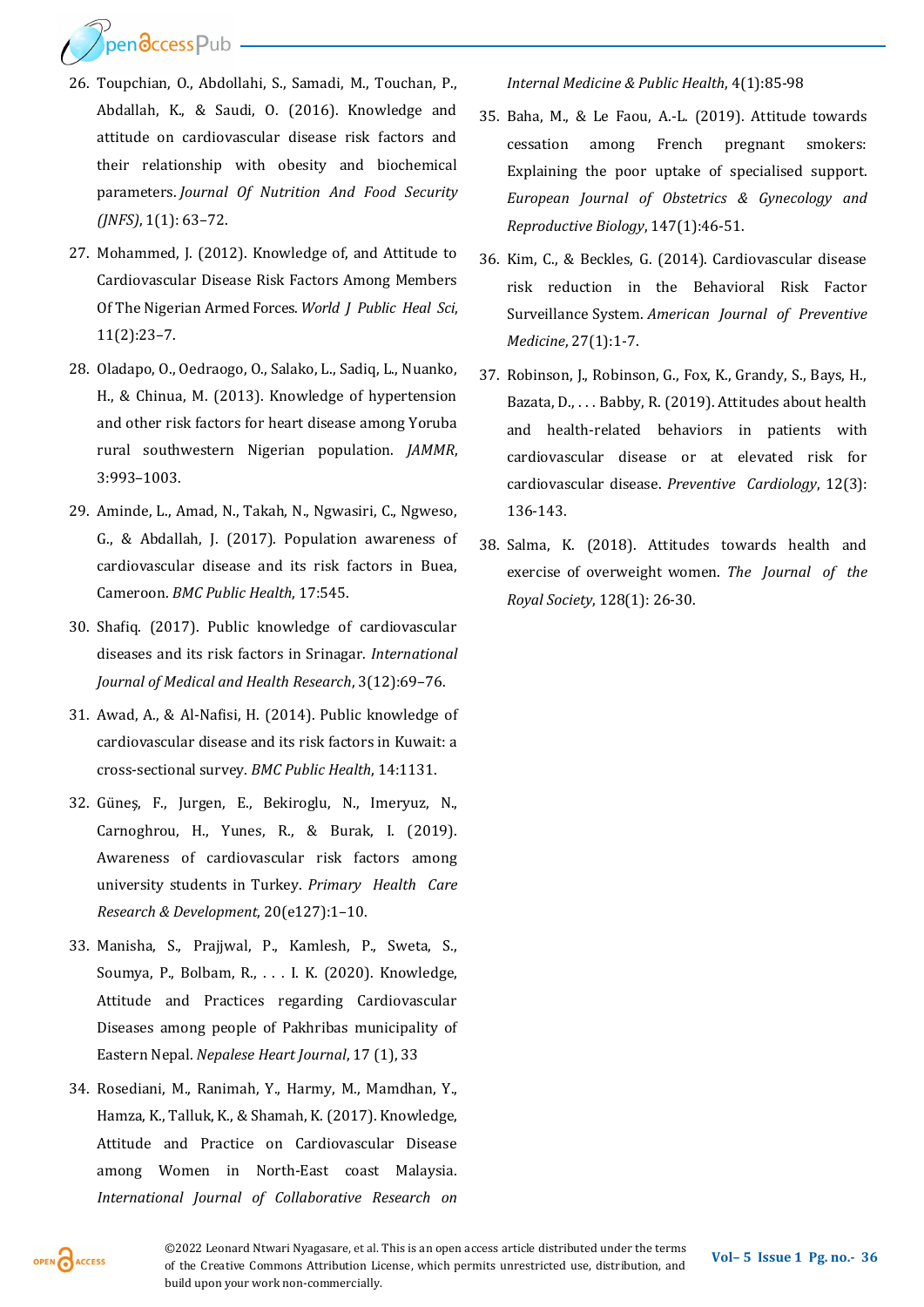26. Toupchian, O., Abdollahi, S., Samadi, M., Touchan, P., Abdallah, K., & Saudi, O. (2016). Knowledge and attitude on cardiovascular disease risk factors and their relationship with obesity and biochemical parameters. *Journal Of Nutrition And Food Security (JNFS)*, 1(1): 63–72.
27. Mohammed, J. (2012). Knowledge of, and Attitude to Cardiovascular Disease Risk Factors Among Members Of The Nigerian Armed Forces. *World J Public Heal Sci*, 11(2):23–7.
28. Oladapo, O., Oedraogo, O., Salako, L., Sadiq, L., Nuanko, H., & Chinua, M. (2013). Knowledge of hypertension and other risk factors for heart disease among Yoruba rural southwestern Nigerian population. *JAMMR*, 3:993–1003.
29. Aminde, L., Amad, N., Takah, N., Ngwasiri, C., Ngweso, G., & Abdallah, J. (2017). Population awareness of cardiovascular disease and its risk factors in Buea, Cameroon. *BMC Public Health*, 17:545.
30. Shafiq. (2017). Public knowledge of cardiovascular diseases and its risk factors in Srinagar. *International Journal of Medical and Health Research*, 3(12):69–76.
31. Awad, A., & Al-Nafisi, H. (2014). Public knowledge of cardiovascular disease and its risk factors in Kuwait: a cross-sectional survey. *BMC Public Health*, 14:1131.
32. Güneş, F., Jurgen, E., Bekiroglu, N., Imeryuz, N., Carnoghrou, H., Yunes, R., & Burak, I. (2019). Awareness of cardiovascular risk factors among university students in Turkey. *Primary Health Care Research & Development*, 20(e127):1–10.
33. Manisha, S., Prajjwal, P., Kamlesh, P., Sweta, S., Soumya, P., Bolbam, R., . . . I. K. (2020). Knowledge, Attitude and Practices regarding Cardiovascular Diseases among people of Pakhribas municipality of Eastern Nepal. *Nepalese Heart Journal*, 17 (1), 33
34. Rosediani, M., Ranimah, Y., Harmy, M., Mamdhan, Y., Hamza, K., Talluk, K., & Shamah, K. (2017). Knowledge, Attitude and Practice on Cardiovascular Disease among Women in North-East coast Malaysia. *International Journal of Collaborative Research on Internal Medicine & Public Health*, 4(1):85-98
35. Baha, M., & Le Faou, A.-L. (2019). Attitude towards cessation among French pregnant smokers: Explaining the poor uptake of specialised support. *European Journal of Obstetrics & Gynecology and Reproductive Biology*, 147(1):46-51.
36. Kim, C., & Beckles, G. (2014). Cardiovascular disease risk reduction in the Behavioral Risk Factor Surveillance System. *American Journal of Preventive Medicine*, 27(1):1-7.
37. Robinson, J., Robinson, G., Fox, K., Grandy, S., Bays, H., Bazata, D., . . . Babby, R. (2019). Attitudes about health and health-related behaviors in patients with cardiovascular disease or at elevated risk for cardiovascular disease. *Preventive Cardiology*, 12(3): 136-143.
38. Salma, K. (2018). Attitudes towards health and exercise of overweight women. *The Journal of the Royal Society*, 128(1): 26-30.